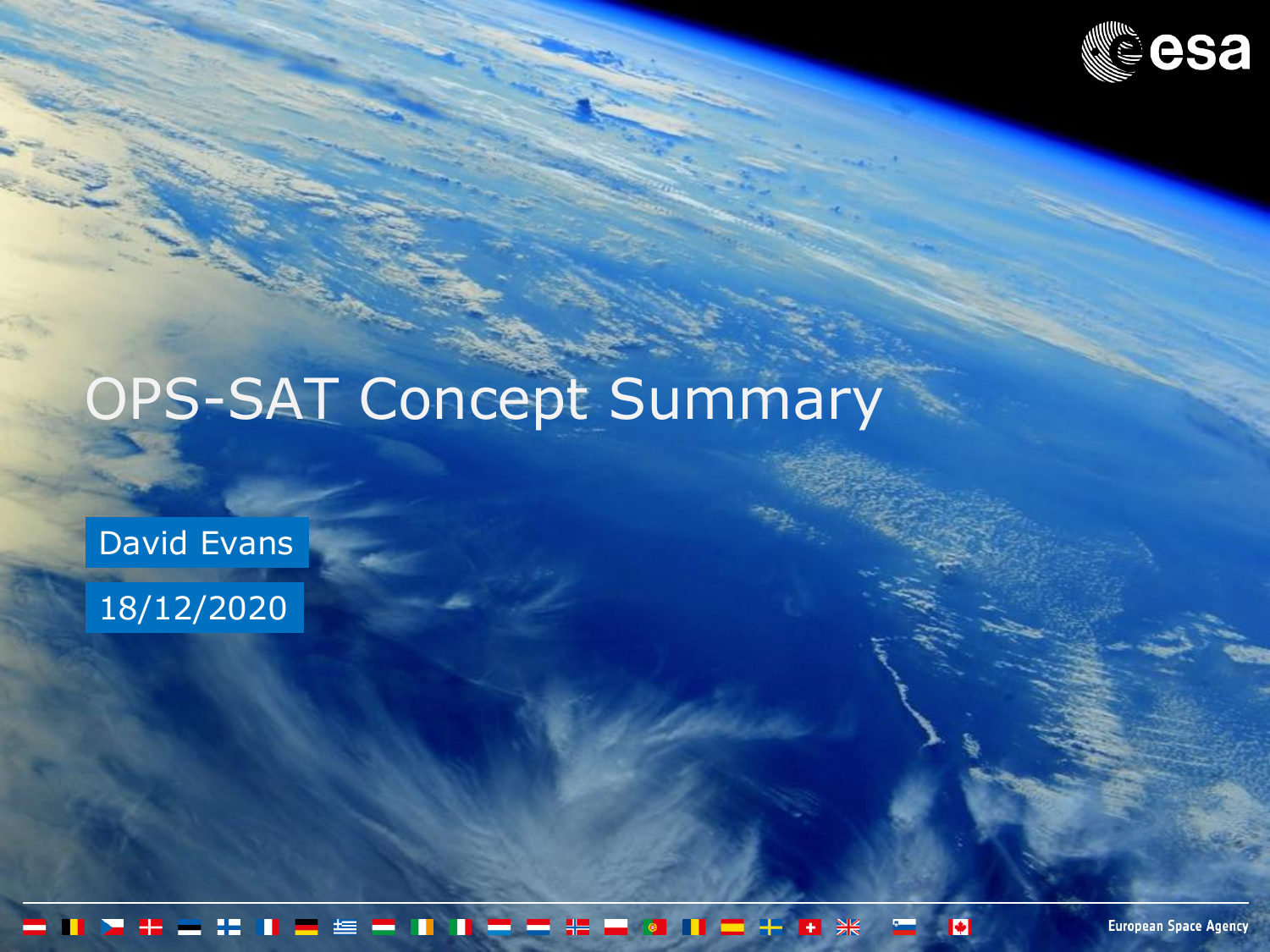# OPS-SAT Concept Summary

David Evans

18/12/2020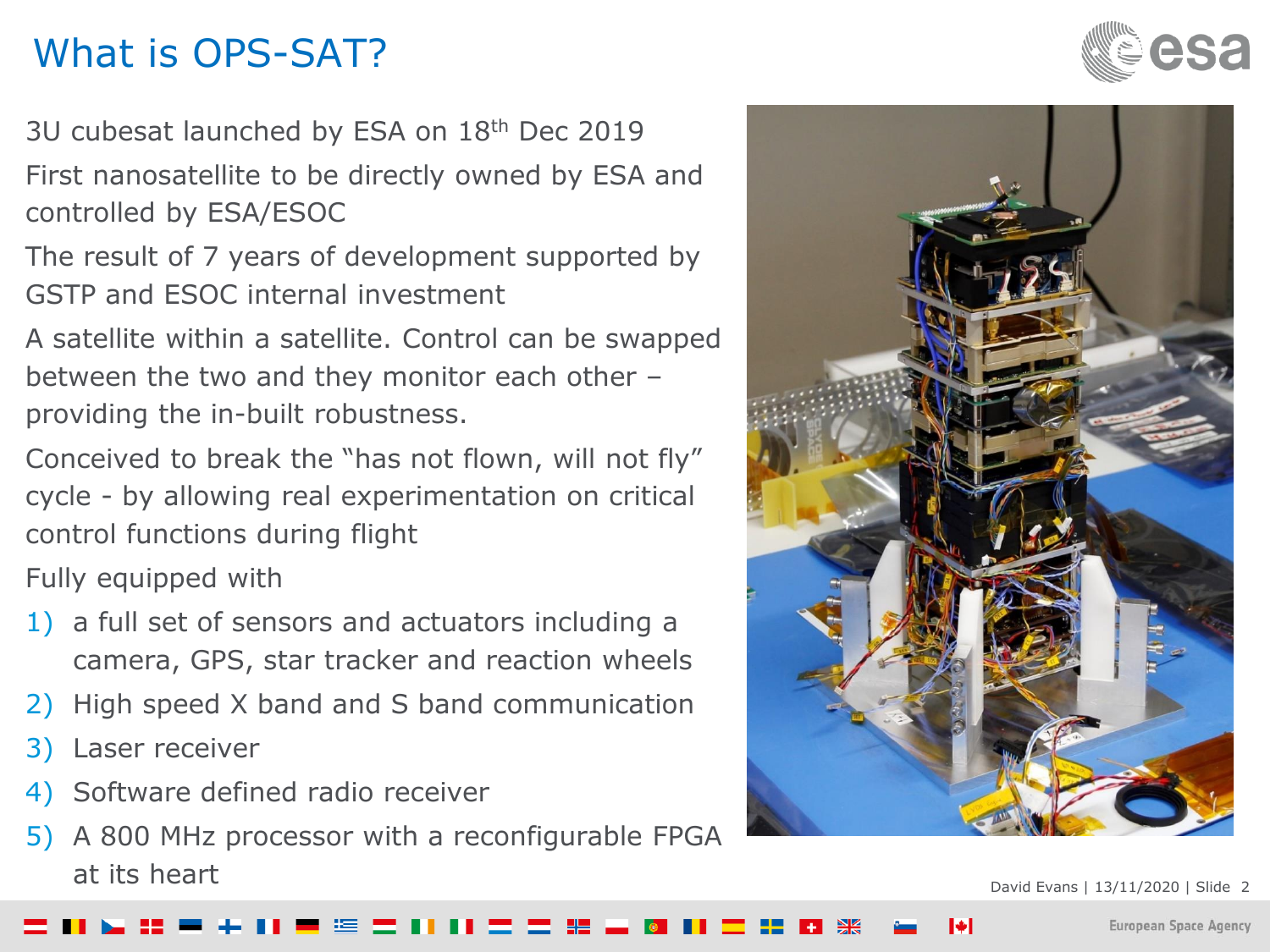# What is OPS-SAT?

3U cubesat launched by ESA on 18th Dec 2019

First nanosatellite to be directly owned by ESA and controlled by ESA/ESOC

The result of 7 years of development supported by GSTP and ESOC internal investment

A satellite within a satellite. Control can be swapped between the two and they monitor each other – providing the in-built robustness.

Conceived to break the "has not flown, will not fly" cycle - by allowing real experimentation on critical control functions during flight

Fully equipped with

1) a full set of sensors and actuators including a camera, GPS, star tracker and reaction wheels
2) High speed X band and S band communication
3) Laser receiver
4) Software defined radio receiver
5) A 800 MHz processor with a reconfigurable FPGA at its heart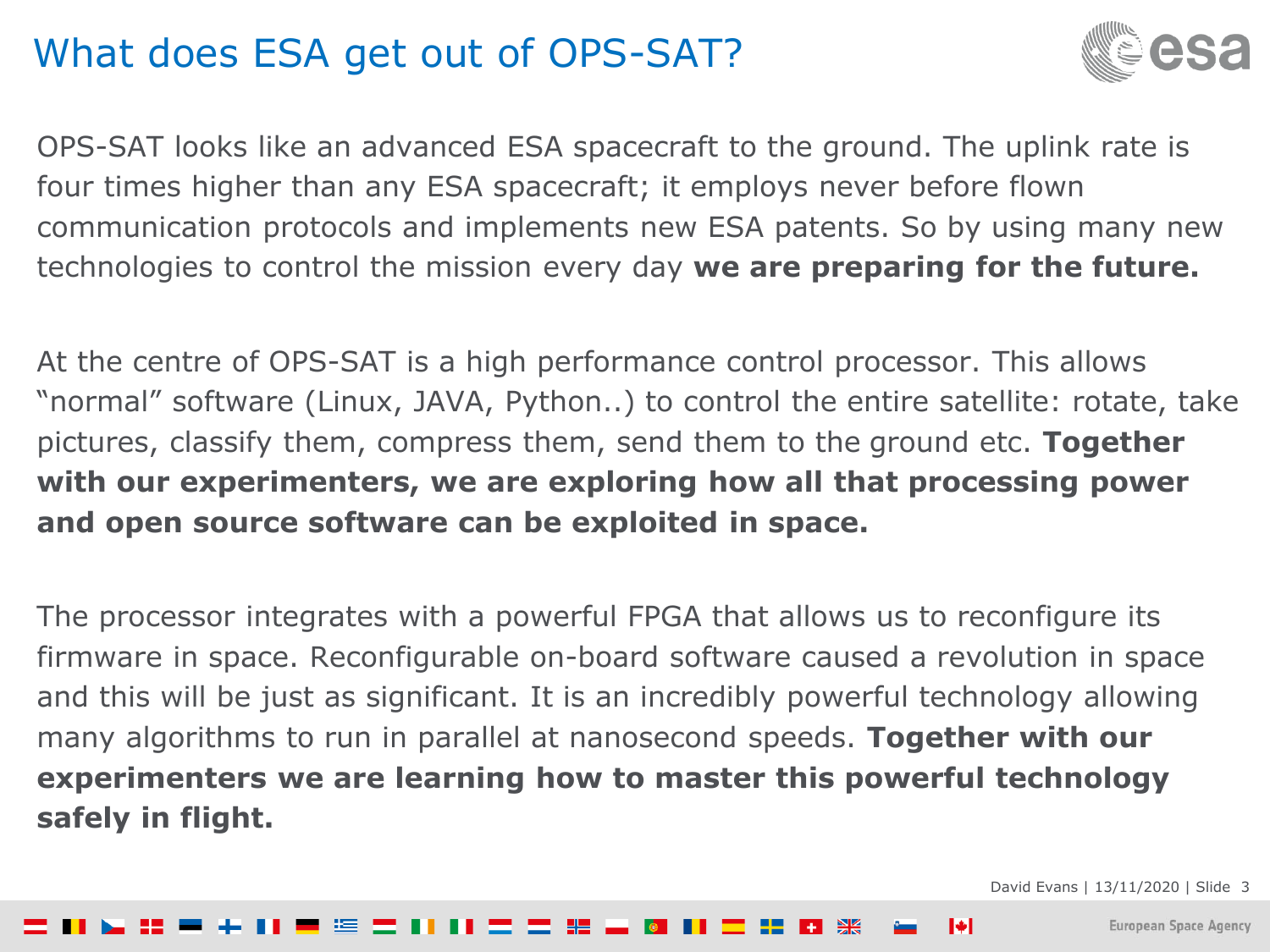# What does ESA get out of OPS-SAT?

OPS-SAT looks like an advanced ESA spacecraft to the ground. The uplink rate is four times higher than any ESA spacecraft; it employs never before flown communication protocols and implements new ESA patents. So by using many new technologies to control the mission every day **we are preparing for the future.**

At the centre of OPS-SAT is a high performance control processor. This allows "normal" software (Linux, JAVA, Python..) to control the entire satellite: rotate, take pictures, classify them, compress them, send them to the ground etc. **Together with our experimenters, we are exploring how all that processing power and open source software can be exploited in space.**

The processor integrates with a powerful FPGA that allows us to reconfigure its firmware in space. Reconfigurable on-board software caused a revolution in space and this will be just as significant. It is an incredibly powerful technology allowing many algorithms to run in parallel at nanosecond speeds. **Together with our experimenters we are learning how to master this powerful technology safely in flight.**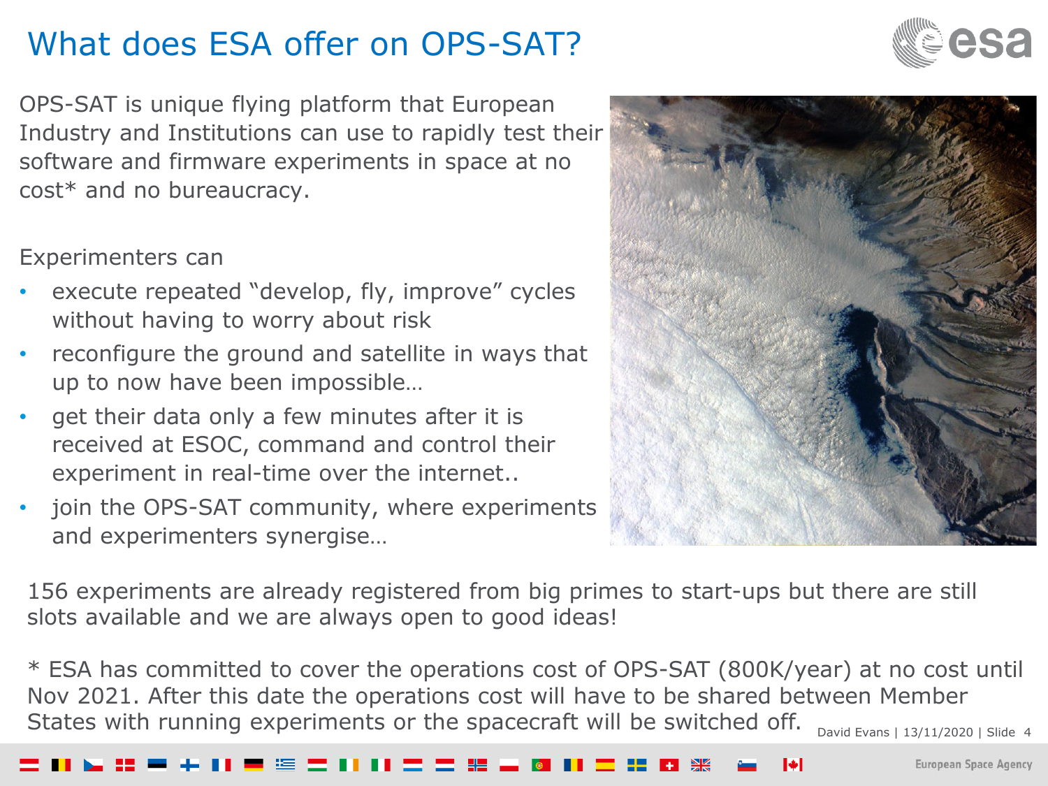# What does ESA offer on OPS-SAT?

OPS-SAT is unique flying platform that European Industry and Institutions can use to rapidly test their software and firmware experiments in space at no cost* and no bureaucracy.

Experimenters can

- execute repeated "develop, fly, improve" cycles without having to worry about risk
- reconfigure the ground and satellite in ways that up to now have been impossible…
- get their data only a few minutes after it is received at ESOC, command and control their experiment in real-time over the internet..
- join the OPS-SAT community, where experiments and experimenters synergise…

156 experiments are already registered from big primes to start-ups but there are still slots available and we are always open to good ideas!

* ESA has committed to cover the operations cost of OPS-SAT (800K/year) at no cost until Nov 2021. After this date the operations cost will have to be shared between Member States with running experiments or the spacecraft will be switched off.